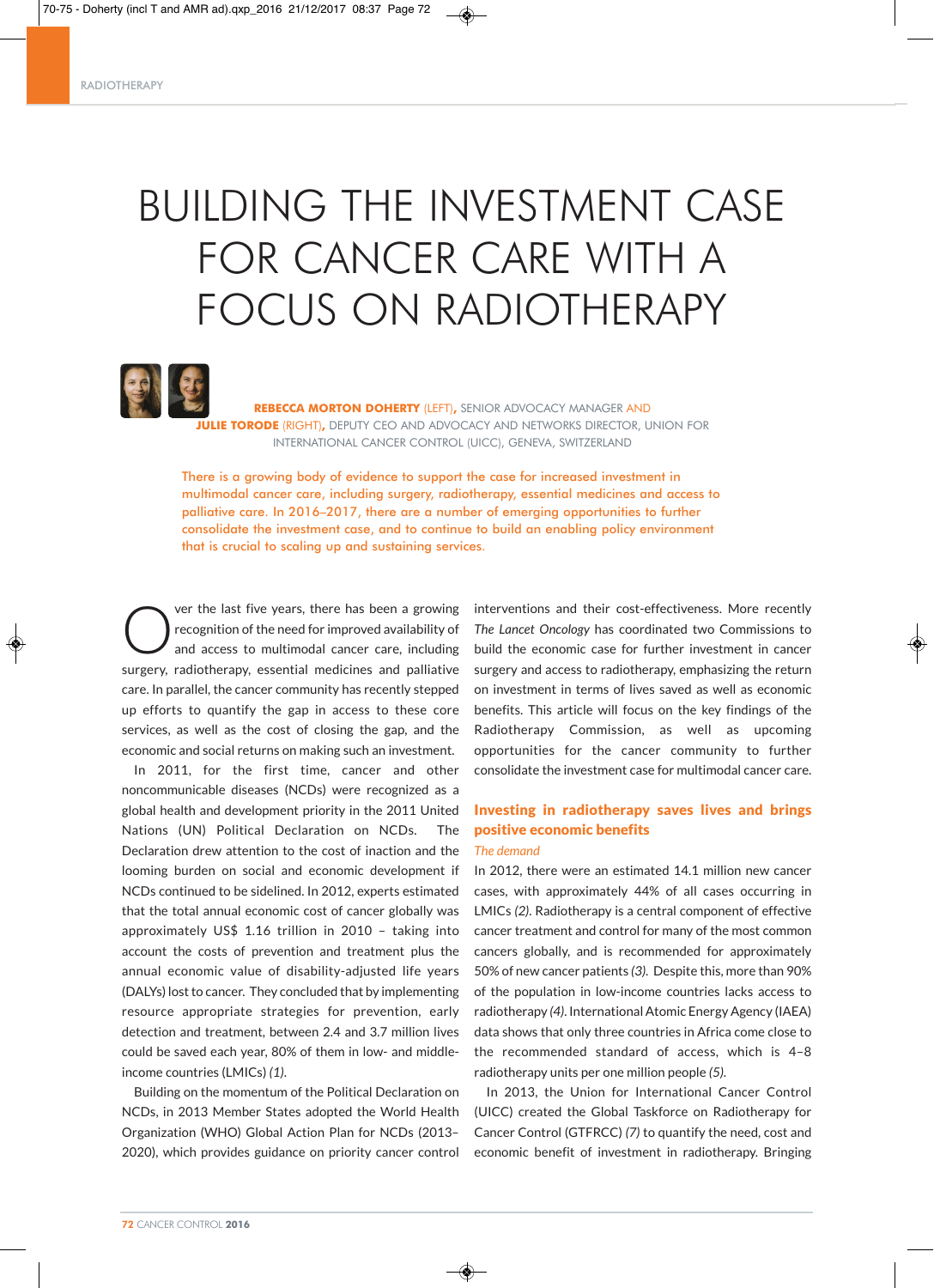# BUILDING THE INVESTMENT CASE FOR CANCER CARE WITH A FOCUS ON RADIOTHERAPY

**REBECCA MORTON DOHERTY** (LEFT), SENIOR ADVOCACY MANAGER AND **JULIE TORODE** (RIGHT), DEPUTY CEO AND ADVOCACY AND NETWORKS DIRECTOR, UNION FOR INTERNATIONAL CANCER CONTROL (UICC), GENEVA, SWITZERLAND

There is a growing body of evidence to support the case for increased investment in multimodal cancer care, including surgery, radiotherapy, essential medicines and access to palliative care. In 2016–2017, there are a number of emerging opportunities to further consolidate the investment case, and to continue to build an enabling policy environment that is crucial to scaling up and sustaining services.

Over the last five years, there has been a growing recognition of the need for improved availability of and access to multimodal cancer care, including surgery, radiotherapy, essential medicines and palliative care. In parallel, the cancer community has recently stepped up efforts to quantify the gap in access to these core services, as well as the cost of closing the gap, and the economic and social returns on making such an investment.

In 2011, for the first time, cancer and other noncommunicable diseases (NCDs) were recognized as a global health and development priority in the 2011 United Nations (UN) Political Declaration on NCDs. The Declaration drew attention to the cost of inaction and the looming burden on social and economic development if NCDs continued to be sidelined. In 2012, experts estimated that the total annual economic cost of cancer globally was approximately US$ 1.16 trillion in 2010 – taking into account the costs of prevention and treatment plus the annual economic value of disability-adjusted life years (DALYs) lost to cancer. They concluded that by implementing resource appropriate strategies for prevention, early detection and treatment, between 2.4 and 3.7 million lives could be saved each year, 80% of them in low- and middle-income countries (LMICs) *(1)*.

Building on the momentum of the Political Declaration on NCDs, in 2013 Member States adopted the World Health Organization (WHO) Global Action Plan for NCDs (2013–2020), which provides guidance on priority cancer control interventions and their cost-effectiveness. More recently *The Lancet Oncology* has coordinated two Commissions to build the economic case for further investment in cancer surgery and access to radiotherapy, emphasizing the return on investment in terms of lives saved as well as economic benefits. This article will focus on the key findings of the Radiotherapy Commission, as well as upcoming opportunities for the cancer community to further consolidate the investment case for multimodal cancer care.

## Investing in radiotherapy saves lives and brings positive economic benefits

### *The demand*

In 2012, there were an estimated 14.1 million new cancer cases, with approximately 44% of all cases occurring in LMICs *(2)*. Radiotherapy is a central component of effective cancer treatment and control for many of the most common cancers globally, and is recommended for approximately 50% of new cancer patients *(3)*. Despite this, more than 90% of the population in low-income countries lacks access to radiotherapy *(4)*. International Atomic Energy Agency (IAEA) data shows that only three countries in Africa come close to the recommended standard of access, which is 4–8 radiotherapy units per one million people *(5)*.

In 2013, the Union for International Cancer Control (UICC) created the Global Taskforce on Radiotherapy for Cancer Control (GTFRCC) *(7)* to quantify the need, cost and economic benefit of investment in radiotherapy. Bringing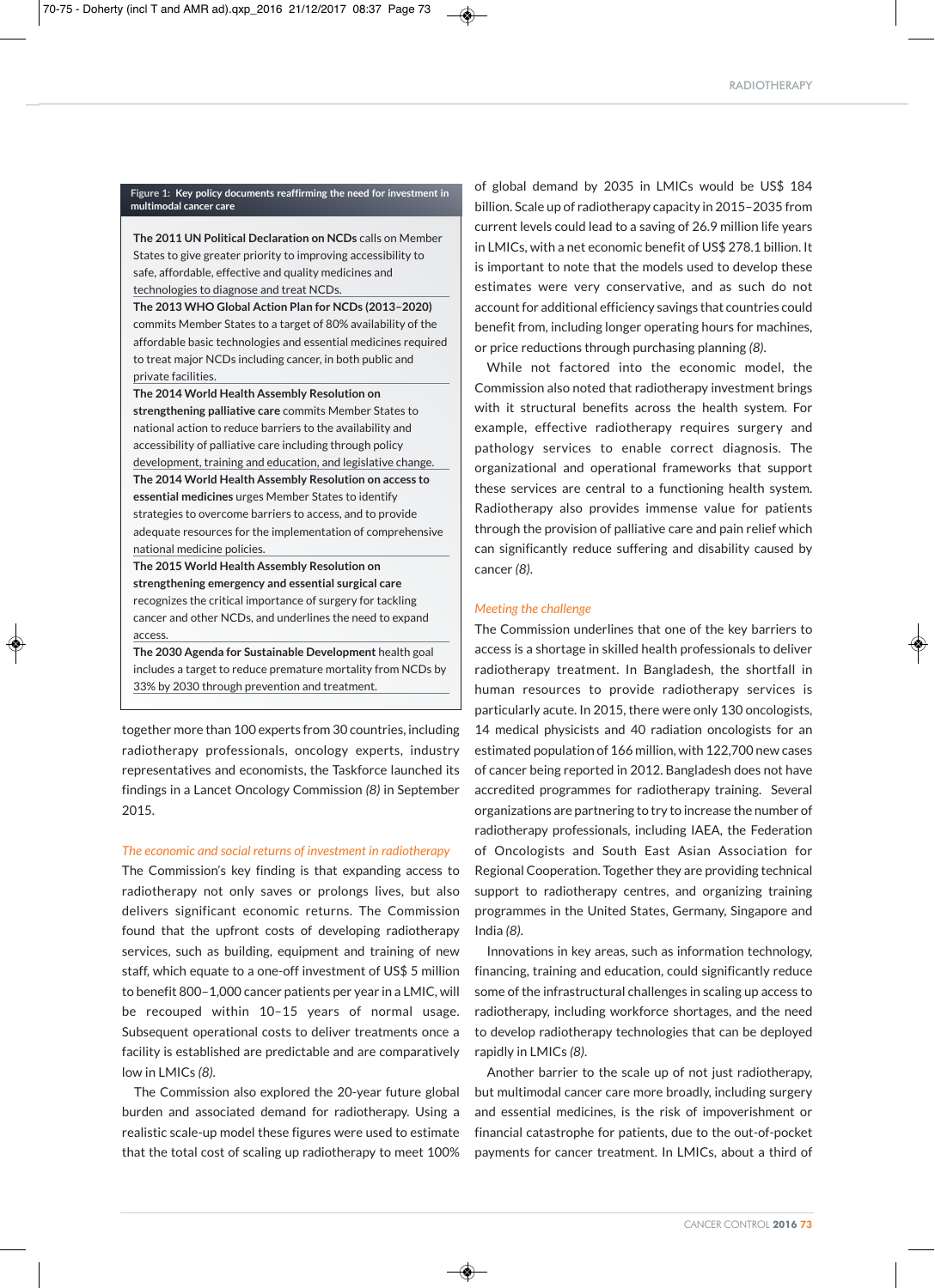**Figure 1: Key policy documents reaffirming the need for investment in multimodal cancer care**

**The 2011 UN Political Declaration on NCDs** calls on Member States to give greater priority to improving accessibility to safe, affordable, effective and quality medicines and technologies to diagnose and treat NCDs.

**The 2013 WHO Global Action Plan for NCDs (2013–2020)** commits Member States to a target of 80% availability of the affordable basic technologies and essential medicines required to treat major NCDs including cancer, in both public and private facilities.

**The 2014 World Health Assembly Resolution on strengthening palliative care** commits Member States to national action to reduce barriers to the availability and accessibility of palliative care including through policy development, training and education, and legislative change.

**The 2014 World Health Assembly Resolution on access to essential medicines** urges Member States to identify strategies to overcome barriers to access, and to provide adequate resources for the implementation of comprehensive national medicine policies.

**The 2015 World Health Assembly Resolution on strengthening emergency and essential surgical care** recognizes the critical importance of surgery for tackling cancer and other NCDs, and underlines the need to expand access.

**The 2030 Agenda for Sustainable Development** health goal includes a target to reduce premature mortality from NCDs by 33% by 2030 through prevention and treatment.

together more than 100 experts from 30 countries, including radiotherapy professionals, oncology experts, industry representatives and economists, the Taskforce launched its findings in a Lancet Oncology Commission *(8)* in September 2015.

### *The economic and social returns of investment in radiotherapy*

The Commission's key finding is that expanding access to radiotherapy not only saves or prolongs lives, but also delivers significant economic returns. The Commission found that the upfront costs of developing radiotherapy services, such as building, equipment and training of new staff, which equate to a one-off investment of US$ 5 million to benefit 800–1,000 cancer patients per year in a LMIC, will be recouped within 10–15 years of normal usage. Subsequent operational costs to deliver treatments once a facility is established are predictable and are comparatively low in LMICs *(8)*.

The Commission also explored the 20-year future global burden and associated demand for radiotherapy. Using a realistic scale-up model these figures were used to estimate that the total cost of scaling up radiotherapy to meet 100% of global demand by 2035 in LMICs would be US$ 184 billion. Scale up of radiotherapy capacity in 2015–2035 from current levels could lead to a saving of 26.9 million life years in LMICs, with a net economic benefit of US$ 278.1 billion. It is important to note that the models used to develop these estimates were very conservative, and as such do not account for additional efficiency savings that countries could benefit from, including longer operating hours for machines, or price reductions through purchasing planning *(8)*.

While not factored into the economic model, the Commission also noted that radiotherapy investment brings with it structural benefits across the health system. For example, effective radiotherapy requires surgery and pathology services to enable correct diagnosis. The organizational and operational frameworks that support these services are central to a functioning health system. Radiotherapy also provides immense value for patients through the provision of palliative care and pain relief which can significantly reduce suffering and disability caused by cancer *(8)*.

### *Meeting the challenge*

The Commission underlines that one of the key barriers to access is a shortage in skilled health professionals to deliver radiotherapy treatment. In Bangladesh, the shortfall in human resources to provide radiotherapy services is particularly acute. In 2015, there were only 130 oncologists, 14 medical physicists and 40 radiation oncologists for an estimated population of 166 million, with 122,700 new cases of cancer being reported in 2012. Bangladesh does not have accredited programmes for radiotherapy training. Several organizations are partnering to try to increase the number of radiotherapy professionals, including IAEA, the Federation of Oncologists and South East Asian Association for Regional Cooperation. Together they are providing technical support to radiotherapy centres, and organizing training programmes in the United States, Germany, Singapore and India *(8)*.

Innovations in key areas, such as information technology, financing, training and education, could significantly reduce some of the infrastructural challenges in scaling up access to radiotherapy, including workforce shortages, and the need to develop radiotherapy technologies that can be deployed rapidly in LMICs *(8)*.

Another barrier to the scale up of not just radiotherapy, but multimodal cancer care more broadly, including surgery and essential medicines, is the risk of impoverishment or financial catastrophe for patients, due to the out-of-pocket payments for cancer treatment. In LMICs, about a third of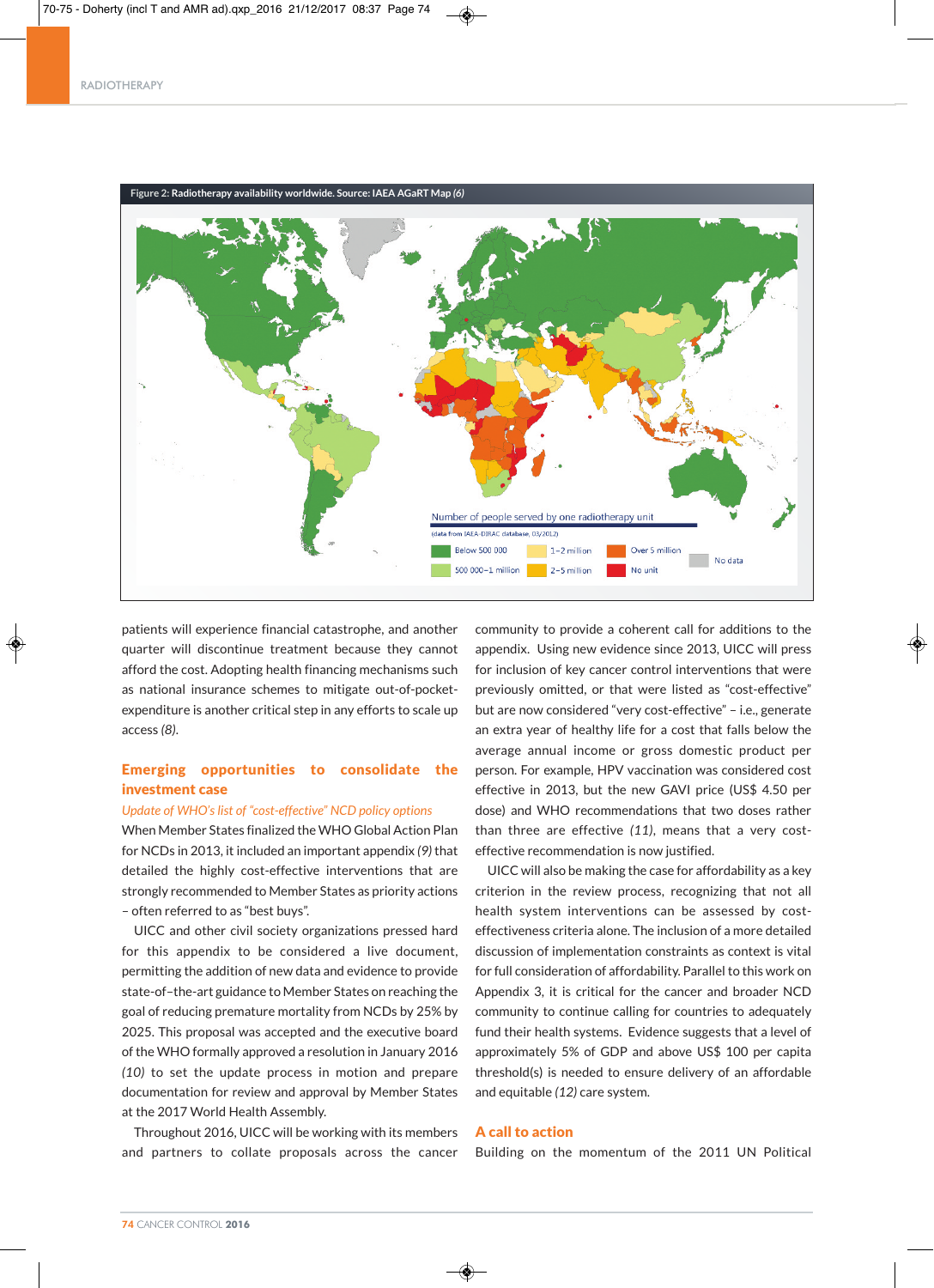Figure 2: Radiotherapy availability worldwide. Source: IAEA AGaRT Map *(6)*

patients will experience financial catastrophe, and another quarter will discontinue treatment because they cannot afford the cost. Adopting health financing mechanisms such as national insurance schemes to mitigate out-of-pocket-expenditure is another critical step in any efforts to scale up access *(8)*.

## Emerging opportunities to consolidate the investment case

### *Update of WHO's list of "cost-effective" NCD policy options*

When Member States finalized the WHO Global Action Plan for NCDs in 2013, it included an important appendix *(9)* that detailed the highly cost-effective interventions that are strongly recommended to Member States as priority actions – often referred to as "best buys".

UICC and other civil society organizations pressed hard for this appendix to be considered a live document, permitting the addition of new data and evidence to provide state-of-the-art guidance to Member States on reaching the goal of reducing premature mortality from NCDs by 25% by 2025. This proposal was accepted and the executive board of the WHO formally approved a resolution in January 2016 *(10)* to set the update process in motion and prepare documentation for review and approval by Member States at the 2017 World Health Assembly.

Throughout 2016, UICC will be working with its members and partners to collate proposals across the cancer community to provide a coherent call for additions to the appendix. Using new evidence since 2013, UICC will press for inclusion of key cancer control interventions that were previously omitted, or that were listed as "cost-effective" but are now considered "very cost-effective" – i.e., generate an extra year of healthy life for a cost that falls below the average annual income or gross domestic product per person. For example, HPV vaccination was considered cost effective in 2013, but the new GAVI price (US$ 4.50 per dose) and WHO recommendations that two doses rather than three are effective *(11)*, means that a very cost-effective recommendation is now justified.

UICC will also be making the case for affordability as a key criterion in the review process, recognizing that not all health system interventions can be assessed by cost-effectiveness criteria alone. The inclusion of a more detailed discussion of implementation constraints as context is vital for full consideration of affordability. Parallel to this work on Appendix 3, it is critical for the cancer and broader NCD community to continue calling for countries to adequately fund their health systems. Evidence suggests that a level of approximately 5% of GDP and above US$ 100 per capita threshold(s) is needed to ensure delivery of an affordable and equitable *(12)* care system.

## A call to action

Building on the momentum of the 2011 UN Political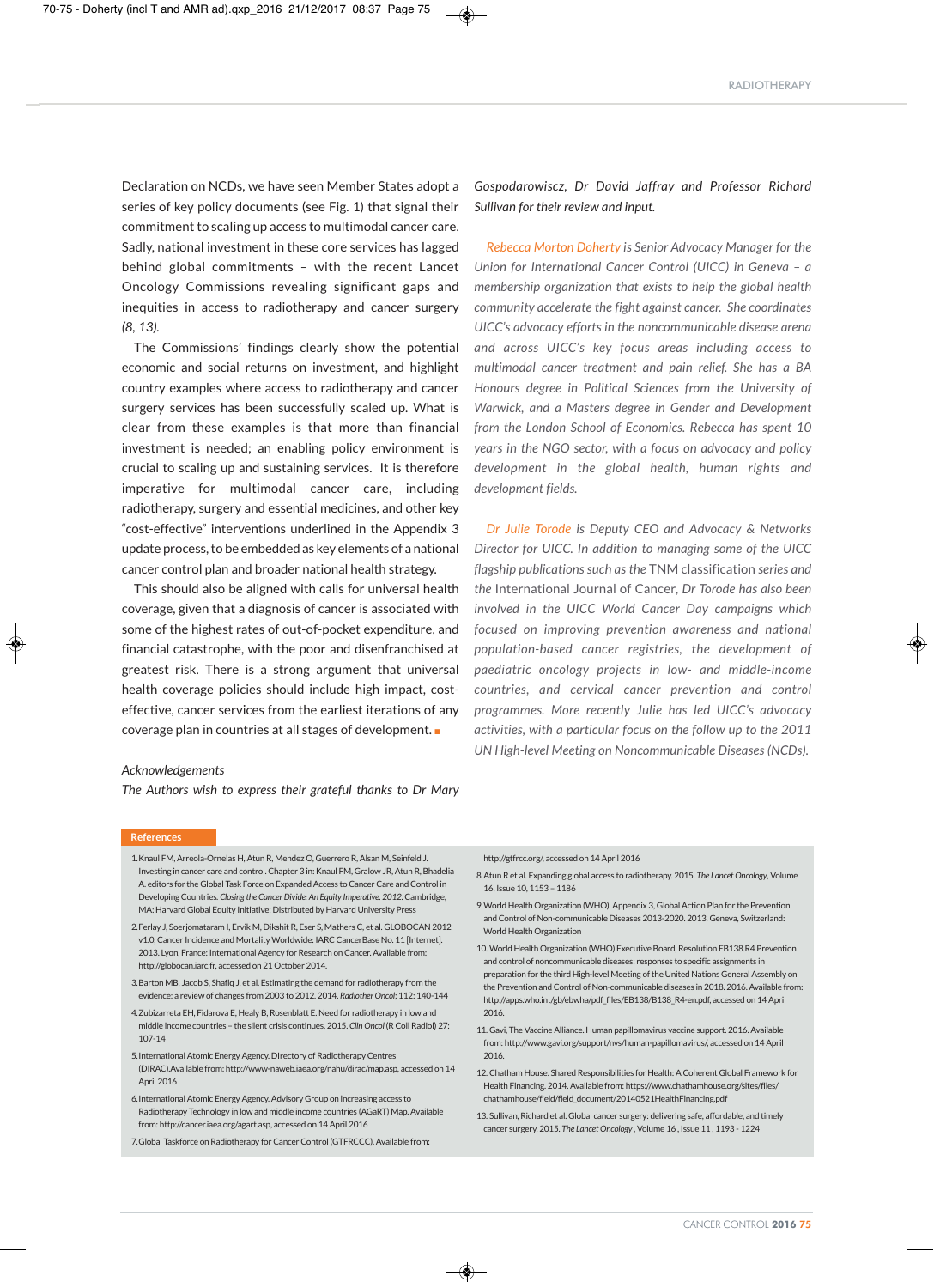Declaration on NCDs, we have seen Member States adopt a series of key policy documents (see Fig. 1) that signal their commitment to scaling up access to multimodal cancer care. Sadly, national investment in these core services has lagged behind global commitments – with the recent Lancet Oncology Commissions revealing significant gaps and inequities in access to radiotherapy and cancer surgery *(8, 13)*.

The Commissions' findings clearly show the potential economic and social returns on investment, and highlight country examples where access to radiotherapy and cancer surgery services has been successfully scaled up. What is clear from these examples is that more than financial investment is needed; an enabling policy environment is crucial to scaling up and sustaining services. It is therefore imperative for multimodal cancer care, including radiotherapy, surgery and essential medicines, and other key "cost-effective" interventions underlined in the Appendix 3 update process, to be embedded as key elements of a national cancer control plan and broader national health strategy.

This should also be aligned with calls for universal health coverage, given that a diagnosis of cancer is associated with some of the highest rates of out-of-pocket expenditure, and financial catastrophe, with the poor and disenfranchised at greatest risk. There is a strong argument that universal health coverage policies should include high impact, cost-effective, cancer services from the earliest iterations of any coverage plan in countries at all stages of development. ■

*Acknowledgements*

*The Authors wish to express their grateful thanks to Dr Mary Gospodarowiscz, Dr David Jaffray and Professor Richard Sullivan for their review and input.*

*Rebecca Morton Doherty is Senior Advocacy Manager for the Union for International Cancer Control (UICC) in Geneva – a membership organization that exists to help the global health community accelerate the fight against cancer. She coordinates UICC's advocacy efforts in the noncommunicable disease arena and across UICC's key focus areas including access to multimodal cancer treatment and pain relief. She has a BA Honours degree in Political Sciences from the University of Warwick, and a Masters degree in Gender and Development from the London School of Economics. Rebecca has spent 10 years in the NGO sector, with a focus on advocacy and policy development in the global health, human rights and development fields.*

*Dr Julie Torode is Deputy CEO and Advocacy & Networks Director for UICC. In addition to managing some of the UICC flagship publications such as the* TNM classification series *and the* International Journal of Cancer, *Dr Torode has also been involved in the UICC World Cancer Day campaigns which focused on improving prevention awareness and national population-based cancer registries, the development of paediatric oncology projects in low- and middle-income countries, and cervical cancer prevention and control programmes. More recently Julie has led UICC's advocacy activities, with a particular focus on the follow up to the 2011 UN High-level Meeting on Noncommunicable Diseases (NCDs).*

## References

1. Knaul FM, Arreola-Ornelas H, Atun R, Mendez O, Guerrero R, Alsan M, Seinfeld J. Investing in cancer care and control. Chapter 3 in: Knaul FM, Gralow JR, Atun R, Bhadelia A. editors for the Global Task Force on Expanded Access to Cancer Care and Control in Developing Countries. *Closing the Cancer Divide: An Equity Imperative. 2012.* Cambridge, MA: Harvard Global Equity Initiative; Distributed by Harvard University Press
2. Ferlay J, Soerjomataram I, Ervik M, Dikshit R, Eser S, Mathers C, et al. GLOBOCAN 2012 v1.0, Cancer Incidence and Mortality Worldwide: IARC CancerBase No. 11 [Internet]. 2013. Lyon, France: International Agency for Research on Cancer. Available from: http://globocan.iarc.fr, accessed on 21 October 2014.
3. Barton MB, Jacob S, Shafiq J, et al. Estimating the demand for radiotherapy from the evidence: a review of changes from 2003 to 2012. 2014. *Radiother Oncol*; 112: 140-144
4. Zubizarreta EH, Fidarova E, Healy B, Rosenblatt E. Need for radiotherapy in low and middle income countries – the silent crisis continues. 2015. *Clin Oncol* (R Coll Radiol) 27: 107-14
5. International Atomic Energy Agency. DIrectory of Radiotherapy Centres (DIRAC).Available from: http://www-naweb.iaea.org/nahu/dirac/map.asp, accessed on 14 April 2016
6. International Atomic Energy Agency. Advisory Group on increasing access to Radiotherapy Technology in low and middle income countries (AGaRT) Map. Available from: http://cancer.iaea.org/agart.asp, accessed on 14 April 2016
7. Global Taskforce on Radiotherapy for Cancer Control (GTFRCCC). Available from: http://gtfrcc.org/, accessed on 14 April 2016
8. Atun R et al. Expanding global access to radiotherapy. 2015. *The Lancet Oncology*, Volume 16, Issue 10, 1153 – 1186
9. World Health Organization (WHO). Appendix 3, Global Action Plan for the Prevention and Control of Non-communicable Diseases 2013-2020. 2013. Geneva, Switzerland: World Health Organization
10. World Health Organization (WHO) Executive Board, Resolution EB138.R4 Prevention and control of noncommunicable diseases: responses to specific assignments in preparation for the third High-level Meeting of the United Nations General Assembly on the Prevention and Control of Non-communicable diseases in 2018. 2016. Available from: http://apps.who.int/gb/ebwha/pdf_files/EB138/B138_R4-en.pdf, accessed on 14 April 2016.
11. Gavi, The Vaccine Alliance. Human papillomavirus vaccine support. 2016. Available from: http://www.gavi.org/support/nvs/human-papillomavirus/, accessed on 14 April 2016.
12. Chatham House. Shared Responsibilities for Health: A Coherent Global Framework for Health Financing. 2014. Available from: https://www.chathamhouse.org/sites/files/chathamhouse/field/field_document/20140521HealthFinancing.pdf
13. Sullivan, Richard et al. Global cancer surgery: delivering safe, affordable, and timely cancer surgery. 2015. *The Lancet Oncology*, Volume 16, Issue 11, 1193 - 1224